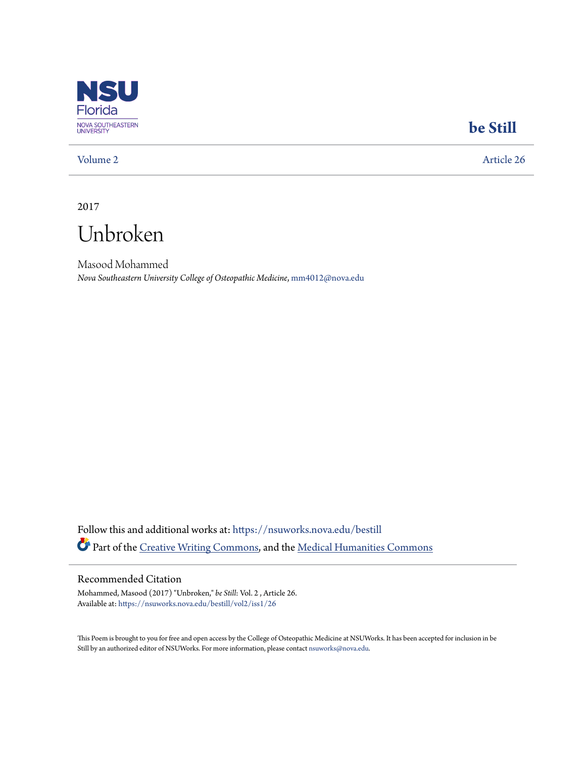NSU Florida
NOVA SOUTHEASTERN UNIVERSITY

**be Still**

Volume 2 | Article 26

2017

# Unbroken

Masood Mohammed
*Nova Southeastern University College of Osteopathic Medicine*, mm4012@nova.edu

Follow this and additional works at: https://nsuworks.nova.edu/bestill

Part of the Creative Writing Commons, and the Medical Humanities Commons

## Recommended Citation

Mohammed, Masood (2017) "Unbroken," *be Still*: Vol. 2 , Article 26.
Available at: https://nsuworks.nova.edu/bestill/vol2/iss1/26

This Poem is brought to you for free and open access by the College of Osteopathic Medicine at NSUWorks. It has been accepted for inclusion in be Still by an authorized editor of NSUWorks. For more information, please contact nsuworks@nova.edu.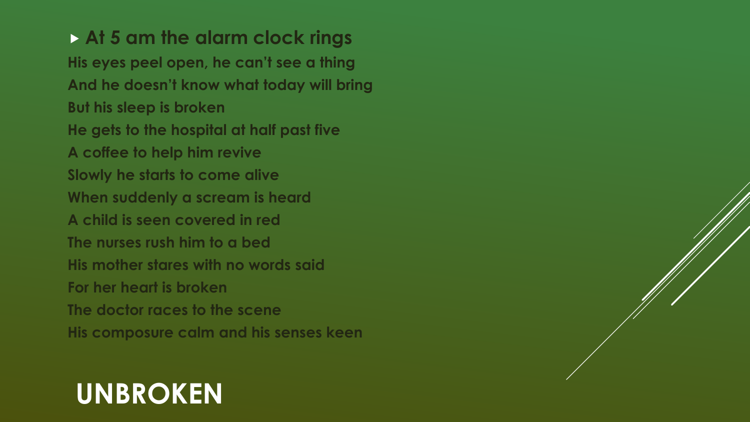- At 5 am the alarm clock rings

His eyes peel open, he can't see a thing
And he doesn't know what today will bring
But his sleep is broken
He gets to the hospital at half past five
A coffee to help him revive
Slowly he starts to come alive
When suddenly a scream is heard
A child is seen covered in red
The nurses rush him to a bed
His mother stares with no words said
For her heart is broken
The doctor races to the scene
His composure calm and his senses keen

# UNBROKEN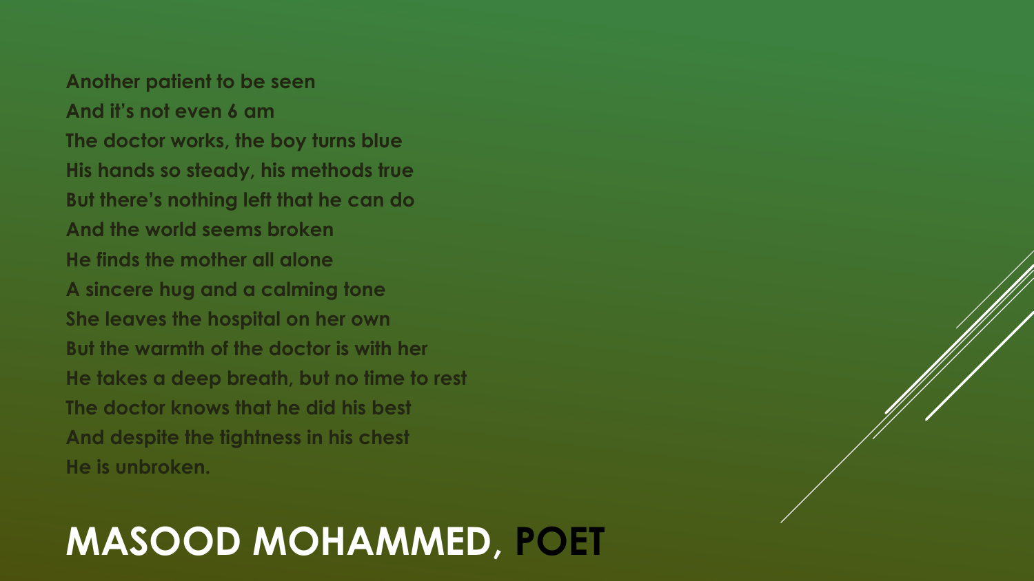**Another patient to be seen**
**And it's not even 6 am**
**The doctor works, the boy turns blue**
**His hands so steady, his methods true**
**But there's nothing left that he can do**
**And the world seems broken**
**He finds the mother all alone**
**A sincere hug and a calming tone**
**She leaves the hospital on her own**
**But the warmth of the doctor is with her**
**He takes a deep breath, but no time to rest**
**The doctor knows that he did his best**
**And despite the tightness in his chest**
**He is unbroken.**

# MASOOD MOHAMMED, POET